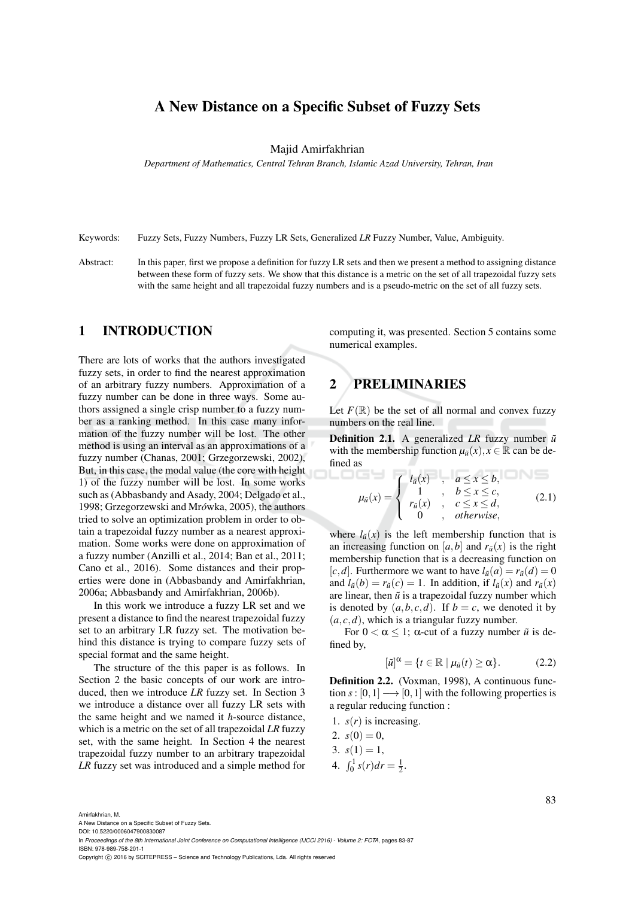# A New Distance on a Specific Subset of Fuzzy Sets

Majid Amirfakhrian

*Department of Mathematics, Central Tehran Branch, Islamic Azad University, Tehran, Iran*

Keywords: Fuzzy Sets, Fuzzy Numbers, Fuzzy LR Sets, Generalized *LR* Fuzzy Number, Value, Ambiguity.

Abstract: In this paper, first we propose a definition for fuzzy LR sets and then we present a method to assigning distance between these form of fuzzy sets. We show that this distance is a metric on the set of all trapezoidal fuzzy sets with the same height and all trapezoidal fuzzy numbers and is a pseudo-metric on the set of all fuzzy sets.

## 1 INTRODUCTION

There are lots of works that the authors investigated fuzzy sets, in order to find the nearest approximation of an arbitrary fuzzy numbers. Approximation of a fuzzy number can be done in three ways. Some authors assigned a single crisp number to a fuzzy number as a ranking method. In this case many information of the fuzzy number will be lost. The other method is using an interval as an approximations of a fuzzy number (Chanas, 2001; Grzegorzewski, 2002), But, in this case, the modal value (the core with height 1) of the fuzzy number will be lost. In some works such as (Abbasbandy and Asady, 2004; Delgado et al., 1998; Grzegorzewski and Mrówka, 2005), the authors tried to solve an optimization problem in order to obtain a trapezoidal fuzzy number as a nearest approximation. Some works were done on approximation of a fuzzy number (Anzilli et al., 2014; Ban et al., 2011; Cano et al., 2016). Some distances and their properties were done in (Abbasbandy and Amirfakhrian, 2006a; Abbasbandy and Amirfakhrian, 2006b).

In this work we introduce a fuzzy LR set and we present a distance to find the nearest trapezoidal fuzzy set to an arbitrary LR fuzzy set. The motivation behind this distance is trying to compare fuzzy sets of special format and the same height.

The structure of the this paper is as follows. In Section 2 the basic concepts of our work are introduced, then we introduce *LR* fuzzy set. In Section 3 we introduce a distance over all fuzzy LR sets with the same height and we named it *h*-source distance, which is a metric on the set of all trapezoidal *LR* fuzzy set, with the same height. In Section 4 the nearest trapezoidal fuzzy number to an arbitrary trapezoidal *LR* fuzzy set was introduced and a simple method for computing it, was presented. Section 5 contains some numerical examples.

## 2 PRELIMINARIES

Let $F(\mathbb{R})$ be the set of all normal and convex fuzzy numbers on the real line.

**Definition 2.1.** A generalized *LR* fuzzy number $\tilde{u}$ with the membership function $\mu_{\tilde{u}}(x), x \in \mathbb{R}$ can be defined as

$$\mu_{\tilde{u}}(x) = \begin{cases} l_{\tilde{u}}(x) & , \quad a \leq x \leq b, \\ 1 & , \quad b \leq x \leq c, \\ r_{\tilde{u}}(x) & , \quad c \leq x \leq d, \\ 0 & , \quad otherwise, \end{cases} \tag{2.1}$$

where $l_{\tilde{u}}(x)$ is the left membership function that is an increasing function on $[a,b]$ and $r_{\tilde{u}}(x)$ is the right membership function that is a decreasing function on $[c,d]$. Furthermore we want to have $l_{\tilde{u}}(a) = r_{\tilde{u}}(d) = 0$ and $l_{\tilde{u}}(b) = r_{\tilde{u}}(c) = 1$. In addition, if $l_{\tilde{u}}(x)$ and $r_{\tilde{u}}(x)$ are linear, then $\tilde{u}$ is a trapezoidal fuzzy number which is denoted by $(a,b,c,d)$. If $b = c$, we denoted it by $(a,c,d)$, which is a triangular fuzzy number.

For $0 < \alpha \leq 1$; $\alpha$-cut of a fuzzy number $\tilde{u}$ is defined by,

$$[\tilde{u}]^{\alpha} = \{t \in \mathbb{R} \mid \mu_{\tilde{u}}(t) \geq \alpha\}. \tag{2.2}$$

**Definition 2.2.** (Voxman, 1998), A continuous function $s : [0,1] \longrightarrow [0,1]$ with the following properties is a regular reducing function :

1. $s(r)$ is increasing.
2. $s(0) = 0$,
3. $s(1) = 1$,
4. $\int_0^1 s(r)dr = \frac{1}{2}$.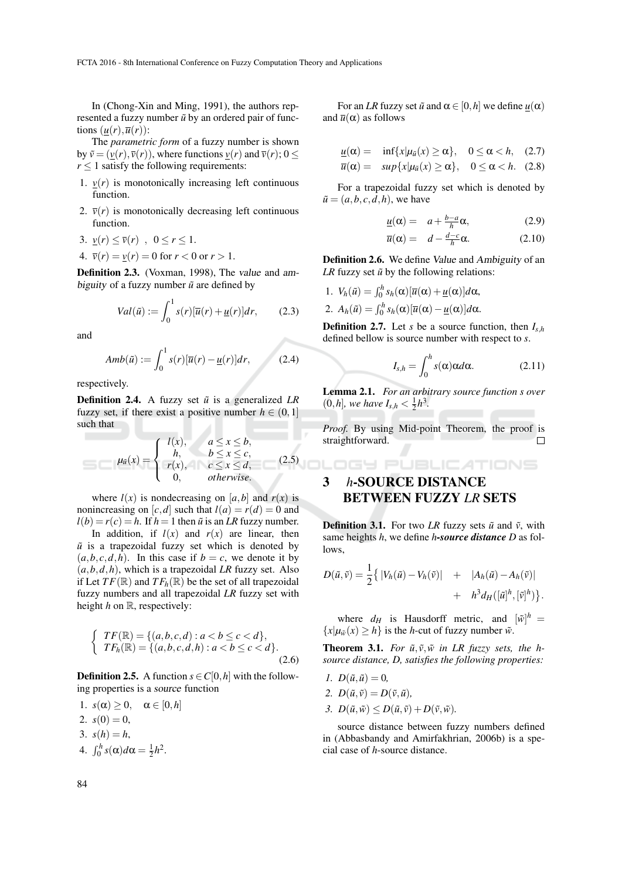In (Chong-Xin and Ming, 1991), the authors represented a fuzzy number $\tilde{u}$ by an ordered pair of functions $(\underline{u}(r), \overline{u}(r))$:

The *parametric form* of a fuzzy number is shown by $\tilde{v} = (\underline{v}(r), \overline{v}(r))$, where functions $\underline{v}(r)$ and $\overline{v}(r)$; $0 \leq r \leq 1$ satisfy the following requirements:

1. $\underline{v}(r)$ is monotonically increasing left continuous function.
2. $\overline{v}(r)$ is monotonically decreasing left continuous function.
3. $\underline{v}(r) \leq \overline{v}(r)$ , $0 \leq r \leq 1$.
4. $\overline{v}(r) = \underline{v}(r) = 0$ for $r < 0$ or $r > 1$.

**Definition 2.3.** (Voxman, 1998), The *value* and *ambiguity* of a fuzzy number $\tilde{u}$ are defined by

$$Val(\tilde{u}) := \int_0^1 s(r)[\overline{u}(r) + \underline{u}(r)]dr, \tag{2.3}$$

and

$$Amb(\tilde{u}) := \int_0^1 s(r)[\overline{u}(r) - \underline{u}(r)]dr, \tag{2.4}$$

respectively.

**Definition 2.4.** A fuzzy set $\tilde{u}$ is a generalized *LR* fuzzy set, if there exist a positive number $h \in (0, 1]$ such that

$$\mu_{\tilde{u}}(x) = \begin{cases} l(x), & a \leq x \leq b, \\ h, & b \leq x \leq c, \\ r(x), & c \leq x \leq d, \\ 0, & otherwise. \end{cases} \tag{2.5}$$

where $l(x)$ is nondecreasing on $[a, b]$ and $r(x)$ is nonincreasing on $[c, d]$ such that $l(a) = r(d) = 0$ and $l(b) = r(c) = h$. If $h = 1$ then $\tilde{u}$ is an *LR* fuzzy number.

In addition, if $l(x)$ and $r(x)$ are linear, then $\tilde{u}$ is a trapezoidal fuzzy set which is denoted by $(a, b, c, d, h)$. In this case if $b = c$, we denote it by $(a, b, d, h)$, which is a trapezoidal *LR* fuzzy set. Also if Let $TF(\mathbb{R})$ and $TF_h(\mathbb{R})$ be the set of all trapezoidal fuzzy numbers and all trapezoidal *LR* fuzzy set with height $h$ on $\mathbb{R}$, respectively:

$$\begin{cases} TF(\mathbb{R}) = \{(a, b, c, d) : a < b \leq c < d\}, \\ TF_h(\mathbb{R}) = \{(a, b, c, d, h) : a < b \leq c < d\}. \end{cases} \tag{2.6}$$

**Definition 2.5.** A function $s \in C[0, h]$ with the following properties is a *source* function

1. $s(\alpha) \geq 0, \quad \alpha \in [0, h]$
2. $s(0) = 0$,
3. $s(h) = h$,
4. $\int_0^h s(\alpha)d\alpha = \frac{1}{2}h^2$.

For an *LR* fuzzy set $\tilde{u}$ and $\alpha \in [0, h]$ we define $\underline{u}(\alpha)$ and $\overline{u}(\alpha)$ as follows

$$\underline{u}(\alpha) = \inf\{x | \mu_{\tilde{u}}(x) \geq \alpha\}, \quad 0 \leq \alpha < h, \tag{2.7}$$

$$\overline{u}(\alpha) = sup\{x | \mu_{\tilde{u}}(x) \geq \alpha\}, \quad 0 \leq \alpha < h. \tag{2.8}$$

For a trapezoidal fuzzy set which is denoted by $\tilde{u} = (a, b, c, d, h)$, we have

$$\underline{u}(\alpha) = a + \tfrac{b-a}{h}\alpha, \tag{2.9}$$

$$\overline{u}(\alpha) = d - \tfrac{d-c}{h}\alpha. \tag{2.10}$$

**Definition 2.6.** We define *Value* and *Ambiguity* of an *LR* fuzzy set $\tilde{u}$ by the following relations:

1. $V_h(\tilde{u}) = \int_0^h s_h(\alpha)[\overline{u}(\alpha) + \underline{u}(\alpha)]d\alpha$,
2. $A_h(\tilde{u}) = \int_0^h s_h(\alpha)[\overline{u}(\alpha) - \underline{u}(\alpha)]d\alpha$.

**Definition 2.7.** Let $s$ be a source function, then $I_{s,h}$ defined bellow is source number with respect to $s$.

$$I_{s,h} = \int_0^h s(\alpha)\alpha d\alpha. \tag{2.11}$$

**Lemma 2.1.** *For an arbitrary source function $s$ over $(0, h]$, we have $I_{s,h} < \frac{1}{2}h^3$.*

*Proof.* By using Mid-point Theorem, the proof is straightforward. □

## 3 $h$-SOURCE DISTANCE BETWEEN FUZZY *LR* SETS

**Definition 3.1.** For two *LR* fuzzy sets $\tilde{u}$ and $\tilde{v}$, with same heights $h$, we define ***h-source distance*** $D$ as follows,

$$D(\tilde{u}, \tilde{v}) = \frac{1}{2}\big\{ |V_h(\tilde{u}) - V_h(\tilde{v})| \;+\; |A_h(\tilde{u}) - A_h(\tilde{v})| \;+\; h^3 d_H([\tilde{u}]^h, [\tilde{v}]^h) \big\}.$$

where $d_H$ is Hausdorff metric, and $[\tilde{w}]^h = \{x | \mu_{\tilde{w}}(x) \geq h\}$ is the $h$-cut of fuzzy number $\tilde{w}$.

**Theorem 3.1.** *For $\tilde{u}, \tilde{v}, \tilde{w}$ in LR fuzzy sets, the $h$-source distance, $D$, satisfies the following properties:*

1. $D(\tilde{u}, \tilde{u}) = 0$,
2. $D(\tilde{u}, \tilde{v}) = D(\tilde{v}, \tilde{u})$,
3. $D(\tilde{u}, \tilde{w}) \leq D(\tilde{u}, \tilde{v}) + D(\tilde{v}, \tilde{w})$.

source distance between fuzzy numbers defined in (Abbasbandy and Amirfakhrian, 2006b) is a special case of $h$-source distance.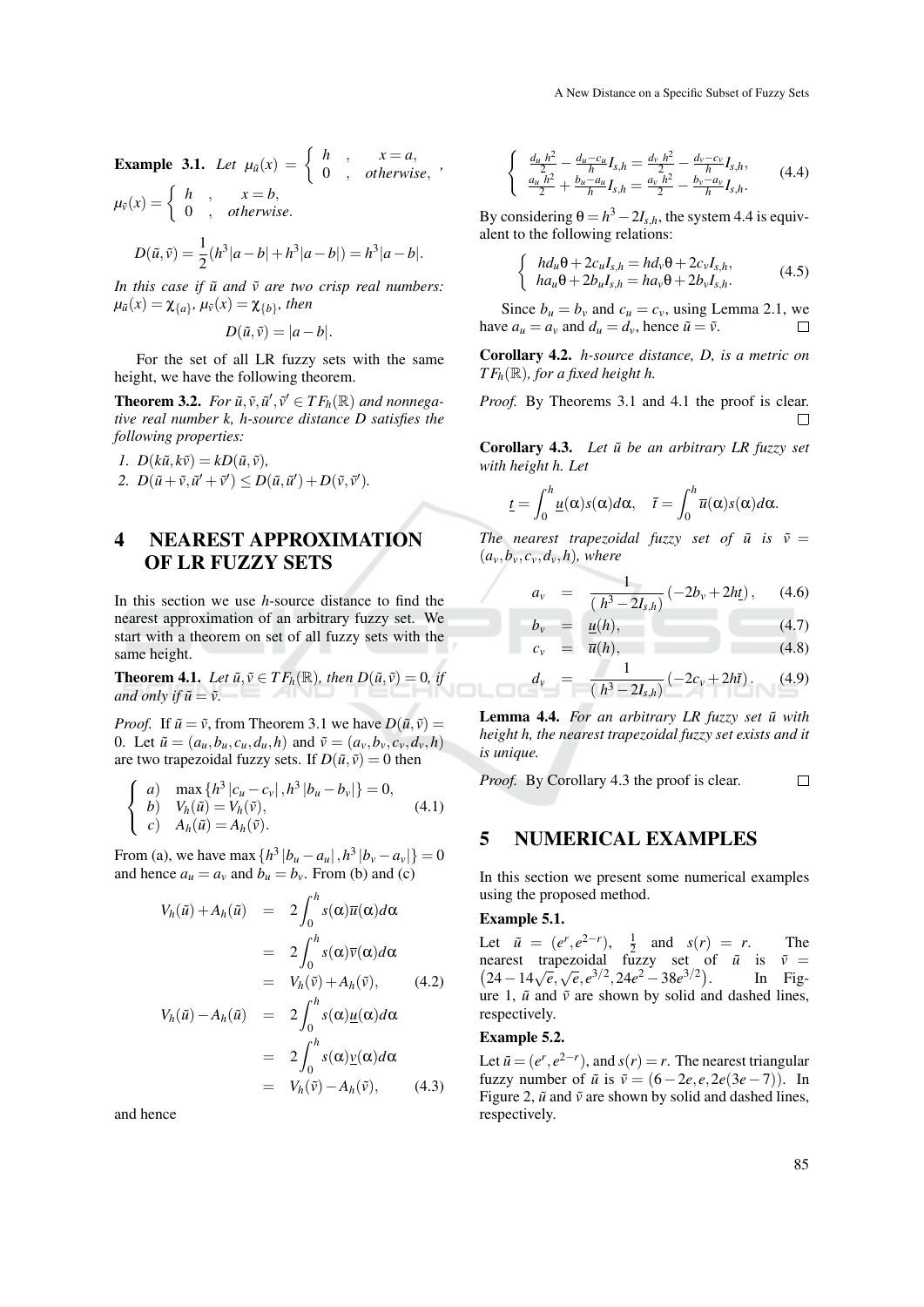**Example 3.1.** *Let* $\mu_{\tilde{u}}(x) = \begin{cases} h & , \quad x = a, \\ 0 & , \quad otherwise, \end{cases}$, $\mu_{\tilde{v}}(x) = \begin{cases} h & , \quad x = b, \\ 0 & , \quad otherwise. \end{cases}$

$$D(\tilde{u}, \tilde{v}) = \frac{1}{2}(h^3|a-b| + h^3|a-b|) = h^3|a-b|.$$

*In this case if $\tilde{u}$ and $\tilde{v}$ are two crisp real numbers: $\mu_{\tilde{u}}(x) = \chi_{\{a\}}$, $\mu_{\tilde{v}}(x) = \chi_{\{b\}}$, then*

$$D(\tilde{u}, \tilde{v}) = |a-b|.$$

For the set of all LR fuzzy sets with the same height, we have the following theorem.

**Theorem 3.2.** *For $\tilde{u}, \tilde{v}, \tilde{u}', \tilde{v}' \in TF_h(\mathbb{R})$ and nonnegative real number $k$, h-source distance $D$ satisfies the following properties:*

1. $D(k\tilde{u}, k\tilde{v}) = kD(\tilde{u}, \tilde{v})$,
2. $D(\tilde{u} + \tilde{v}, \tilde{u}' + \tilde{v}') \leq D(\tilde{u}, \tilde{u}') + D(\tilde{v}, \tilde{v}')$.

## 4 NEAREST APPROXIMATION OF LR FUZZY SETS

In this section we use $h$-source distance to find the nearest approximation of an arbitrary fuzzy set. We start with a theorem on set of all fuzzy sets with the same height.

**Theorem 4.1.** *Let $\tilde{u}, \tilde{v} \in TF_h(\mathbb{R})$, then $D(\tilde{u}, \tilde{v}) = 0$, if and only if $\tilde{u} = \tilde{v}$.*

*Proof.* If $\tilde{u} = \tilde{v}$, from Theorem 3.1 we have $D(\tilde{u}, \tilde{v}) = 0$. Let $\tilde{u} = (a_u, b_u, c_u, d_u, h)$ and $\tilde{v} = (a_v, b_v, c_v, d_v, h)$ are two trapezoidal fuzzy sets. If $D(\tilde{u}, \tilde{v}) = 0$ then

$$\begin{cases} a) & \max\{h^3|c_u - c_v|, h^3|b_u - b_v|\} = 0, \\ b) & V_h(\tilde{u}) = V_h(\tilde{v}), \\ c) & A_h(\tilde{u}) = A_h(\tilde{v}). \end{cases} \tag{4.1}$$

From (a), we have $\max\{h^3|b_u - a_u|, h^3|b_v - a_v|\} = 0$ and hence $a_u = a_v$ and $b_u = b_v$. From (b) and (c)

$$\begin{aligned} V_h(\tilde{u}) + A_h(\tilde{u}) &= 2\int_0^h s(\alpha)\overline{u}(\alpha)d\alpha \\ &= 2\int_0^h s(\alpha)\overline{v}(\alpha)d\alpha \\ &= V_h(\tilde{v}) + A_h(\tilde{v}), \end{aligned} \tag{4.2}$$

$$\begin{aligned} V_h(\tilde{u}) - A_h(\tilde{u}) &= 2\int_0^h s(\alpha)\underline{u}(\alpha)d\alpha \\ &= 2\int_0^h s(\alpha)\underline{v}(\alpha)d\alpha \\ &= V_h(\tilde{v}) - A_h(\tilde{v}), \end{aligned} \tag{4.3}$$

and hence

$$\begin{cases} \frac{d_u\, h^2}{2} - \frac{d_u - c_u}{h} I_{s,h} = \frac{d_v\, h^2}{2} - \frac{d_v - c_v}{h} I_{s,h}, \\ \frac{a_u\, h^2}{2} + \frac{b_u - a_u}{h} I_{s,h} = \frac{a_v\, h^2}{2} - \frac{b_v - a_v}{h} I_{s,h}. \end{cases} \tag{4.4}$$

By considering $\theta = h^3 - 2I_{s,h}$, the system 4.4 is equivalent to the following relations:

$$\begin{cases} hd_u\theta + 2c_u I_{s,h} = hd_v\theta + 2c_v I_{s,h}, \\ ha_u\theta + 2b_u I_{s,h} = ha_v\theta + 2b_v I_{s,h}. \end{cases} \tag{4.5}$$

Since $b_u = b_v$ and $c_u = c_v$, using Lemma 2.1, we have $a_u = a_v$ and $d_u = d_v$, hence $\tilde{u} = \tilde{v}$. □

**Corollary 4.2.** *h-source distance, D, is a metric on $TF_h(\mathbb{R})$, for a fixed height h.*

*Proof.* By Theorems 3.1 and 4.1 the proof is clear. □

**Corollary 4.3.** *Let $\tilde{u}$ be an arbitrary LR fuzzy set with height h. Let*

$$\underline{t} = \int_0^h \underline{u}(\alpha)s(\alpha)d\alpha, \quad \bar{t} = \int_0^h \overline{u}(\alpha)s(\alpha)d\alpha.$$

*The nearest trapezoidal fuzzy set of $\tilde{u}$ is $\tilde{v} = (a_v, b_v, c_v, d_v, h)$, where*

$$\begin{aligned} a_v &= \frac{1}{(h^3 - 2I_{s,h})}\left(-2b_v + 2h\underline{t}\right), & (4.6) \\ b_v &= \underline{u}(h), & (4.7) \\ c_v &= \overline{u}(h), & (4.8) \\ d_v &= \frac{1}{(h^3 - 2I_{s,h})}\left(-2c_v + 2h\bar{t}\right). & (4.9) \end{aligned}$$

**Lemma 4.4.** *For an arbitrary LR fuzzy set $\tilde{u}$ with height h, the nearest trapezoidal fuzzy set exists and it is unique.*

*Proof.* By Corollary 4.3 the proof is clear. □

## 5 NUMERICAL EXAMPLES

In this section we present some numerical examples using the proposed method.

**Example 5.1.**

Let $\tilde{u} = (e^r, e^{2-r})$, $\frac{1}{2}$ and $s(r) = r$. The nearest trapezoidal fuzzy set of $\tilde{u}$ is $\tilde{v} = \left(24 - 14\sqrt{e}, \sqrt{e}, e^{3/2}, 24e^2 - 38e^{3/2}\right)$. In Figure 1, $\tilde{u}$ and $\tilde{v}$ are shown by solid and dashed lines, respectively.

**Example 5.2.**

Let $\tilde{u} = (e^r, e^{2-r})$, and $s(r) = r$. The nearest triangular fuzzy number of $\tilde{u}$ is $\tilde{v} = (6 - 2e, e, 2e(3e - 7))$. In Figure 2, $\tilde{u}$ and $\tilde{v}$ are shown by solid and dashed lines, respectively.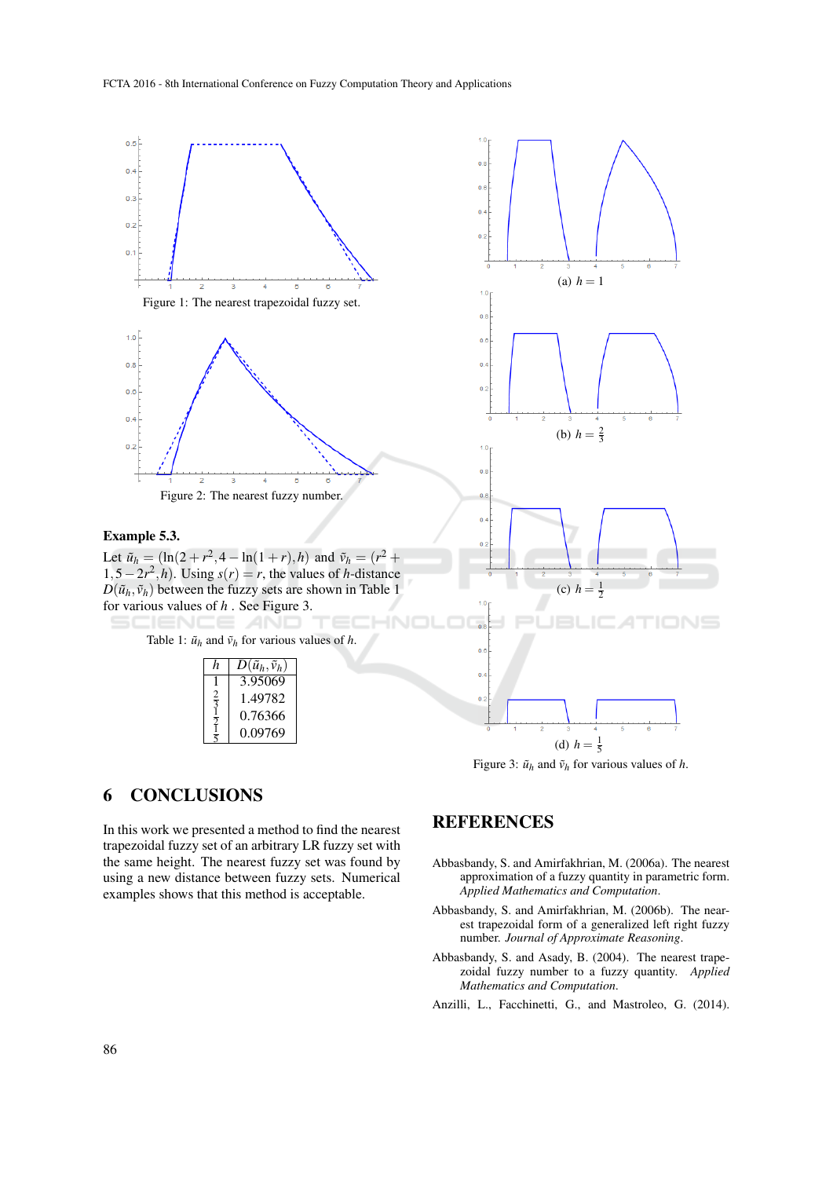Figure 1: The nearest trapezoidal fuzzy set.

Figure 2: The nearest fuzzy number.

**Example 5.3.**

Let $\tilde{u}_h = (\ln(2+r^2, 4-\ln(1+r), h)$ and $\tilde{v}_h = (r^2 + 1, 5-2r^2, h)$. Using $s(r) = r$, the values of $h$-distance $D(\tilde{u}_h, \tilde{v}_h)$ between the fuzzy sets are shown in Table 1 for various values of $h$ . See Figure 3.

Table 1: $\tilde{u}_h$ and $\tilde{v}_h$ for various values of $h$.

| $h$ | $D(\tilde{u}_h, \tilde{v}_h)$ |
|---|---|
| 1 | 3.95069 |
| $\frac{2}{3}$ | 1.49782 |
| $\frac{1}{2}$ | 0.76366 |
| $\frac{1}{5}$ | 0.09769 |

(a) $h = 1$

(b) $h = \frac{2}{3}$

(c) $h = \frac{1}{2}$

(d) $h = \frac{1}{5}$

Figure 3: $\tilde{u}_h$ and $\tilde{v}_h$ for various values of $h$.

## 6 CONCLUSIONS

In this work we presented a method to find the nearest trapezoidal fuzzy set of an arbitrary LR fuzzy set with the same height. The nearest fuzzy set was found by using a new distance between fuzzy sets. Numerical examples shows that this method is acceptable.

## REFERENCES

Abbasbandy, S. and Amirfakhrian, M. (2006a). The nearest approximation of a fuzzy quantity in parametric form. *Applied Mathematics and Computation*.

Abbasbandy, S. and Amirfakhrian, M. (2006b). The nearest trapezoidal form of a generalized left right fuzzy number. *Journal of Approximate Reasoning*.

Abbasbandy, S. and Asady, B. (2004). The nearest trapezoidal fuzzy number to a fuzzy quantity. *Applied Mathematics and Computation*.

Anzilli, L., Facchinetti, G., and Mastroleo, G. (2014).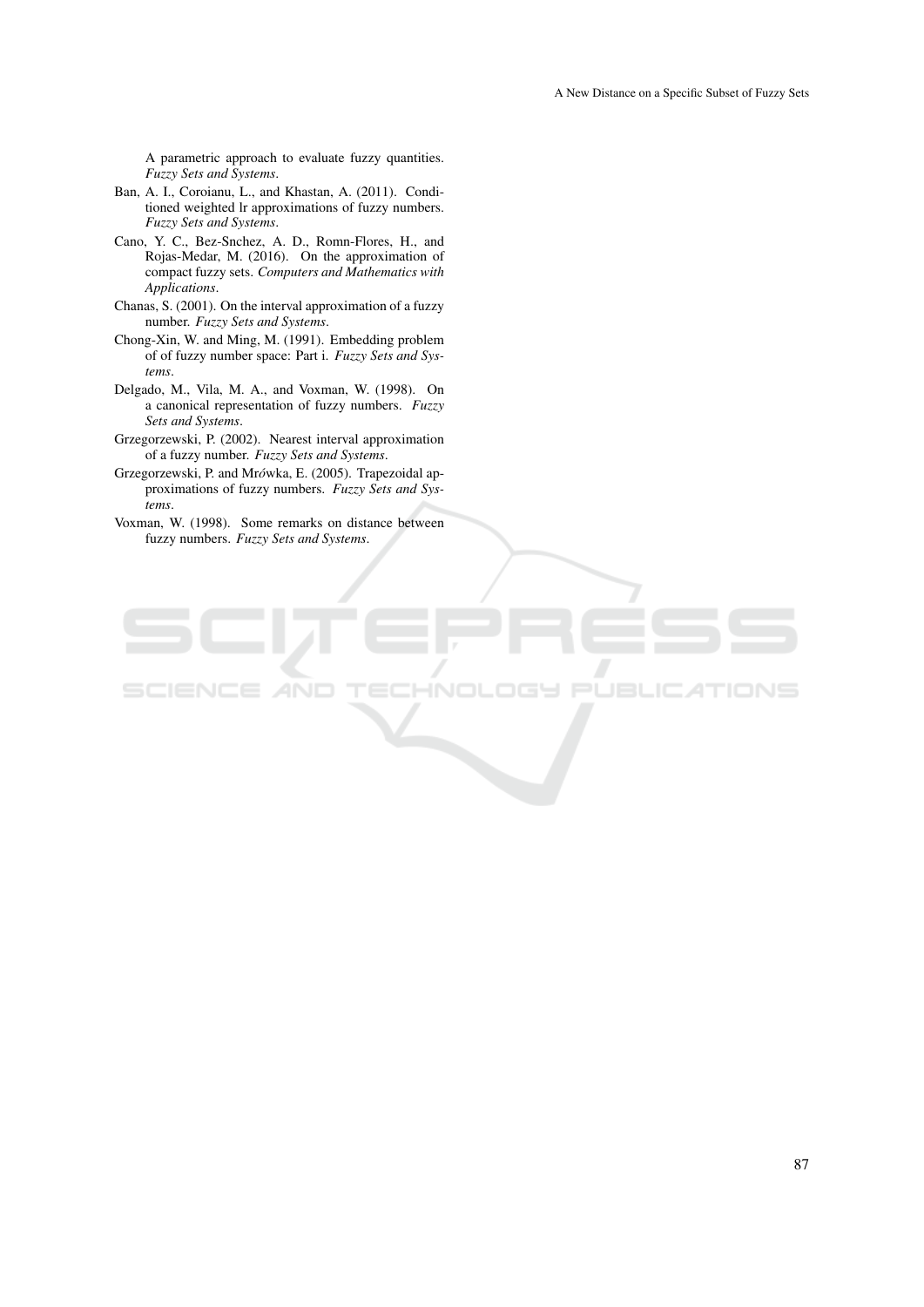A parametric approach to evaluate fuzzy quantities. *Fuzzy Sets and Systems*.

Ban, A. I., Coroianu, L., and Khastan, A. (2011). Conditioned weighted lr approximations of fuzzy numbers. *Fuzzy Sets and Systems*.

Cano, Y. C., Bez-Snchez, A. D., Romn-Flores, H., and Rojas-Medar, M. (2016). On the approximation of compact fuzzy sets. *Computers and Mathematics with Applications*.

Chanas, S. (2001). On the interval approximation of a fuzzy number. *Fuzzy Sets and Systems*.

Chong-Xin, W. and Ming, M. (1991). Embedding problem of of fuzzy number space: Part i. *Fuzzy Sets and Systems*.

Delgado, M., Vila, M. A., and Voxman, W. (1998). On a canonical representation of fuzzy numbers. *Fuzzy Sets and Systems*.

Grzegorzewski, P. (2002). Nearest interval approximation of a fuzzy number. *Fuzzy Sets and Systems*.

Grzegorzewski, P. and Mrówka, E. (2005). Trapezoidal approximations of fuzzy numbers. *Fuzzy Sets and Systems*.

Voxman, W. (1998). Some remarks on distance between fuzzy numbers. *Fuzzy Sets and Systems*.